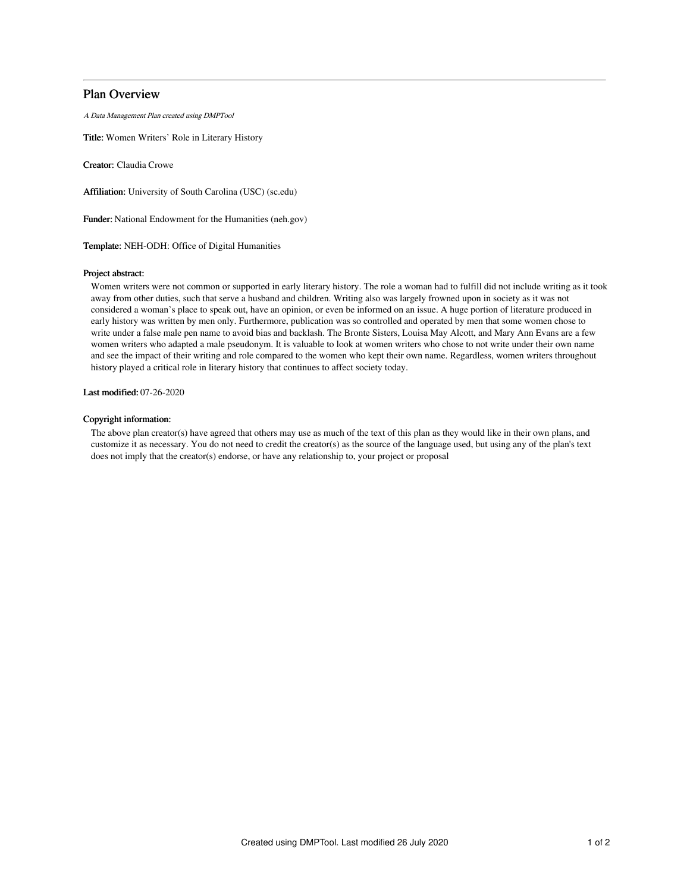# Plan Overview

*A Data Management Plan created using DMPTool*

**Title:** Women Writers' Role in Literary History

**Creator:** Claudia Crowe

**Affiliation:** University of South Carolina (USC) (sc.edu)

**Funder:** National Endowment for the Humanities (neh.gov)

**Template:** NEH-ODH: Office of Digital Humanities

**Project abstract:**

Women writers were not common or supported in early literary history. The role a woman had to fulfill did not include writing as it took away from other duties, such that serve a husband and children. Writing also was largely frowned upon in society as it was not considered a woman's place to speak out, have an opinion, or even be informed on an issue. A huge portion of literature produced in early history was written by men only. Furthermore, publication was so controlled and operated by men that some women chose to write under a false male pen name to avoid bias and backlash. The Bronte Sisters, Louisa May Alcott, and Mary Ann Evans are a few women writers who adapted a male pseudonym. It is valuable to look at women writers who chose to not write under their own name and see the impact of their writing and role compared to the women who kept their own name. Regardless, women writers throughout history played a critical role in literary history that continues to affect society today.

**Last modified:** 07-26-2020

**Copyright information:**

The above plan creator(s) have agreed that others may use as much of the text of this plan as they would like in their own plans, and customize it as necessary. You do not need to credit the creator(s) as the source of the language used, but using any of the plan's text does not imply that the creator(s) endorse, or have any relationship to, your project or proposal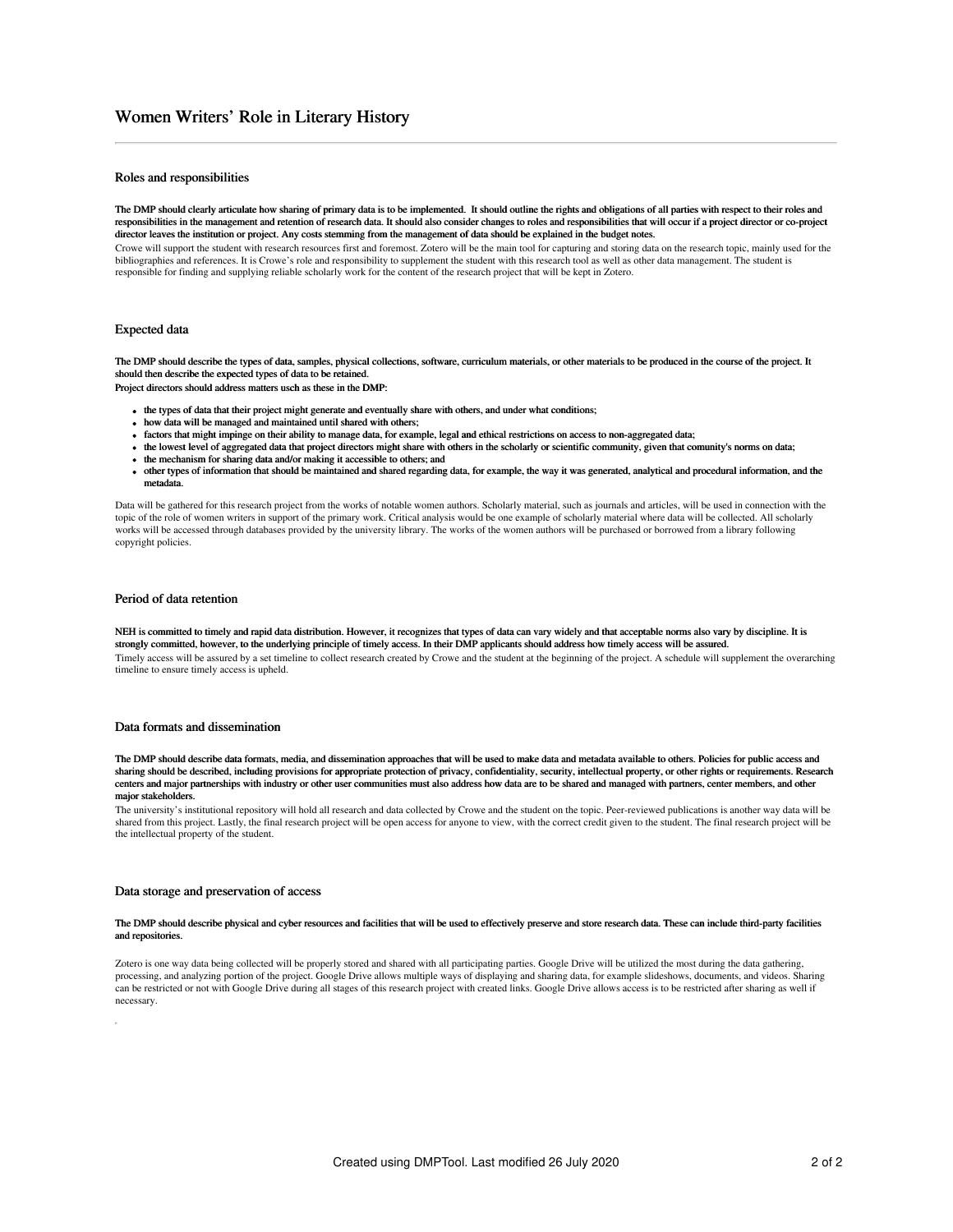# Women Writers' Role in Literary History

## Roles and responsibilities

**The DMP should clearly articulate how sharing of primary data is to be implemented. It should outline the rights and obligations of all parties with respect to their roles and responsibilities in the management and retention of research data. It should also consider changes to roles and responsibilities that will occur if a project director or co-project director leaves the institution or project. Any costs stemming from the management of data should be explained in the budget notes.**

Crowe will support the student with research resources first and foremost. Zotero will be the main tool for capturing and storing data on the research topic, mainly used for the bibliographies and references. It is Crowe's role and responsibility to supplement the student with this research tool as well as other data management. The student is responsible for finding and supplying reliable scholarly work for the content of the research project that will be kept in Zotero.

## Expected data

**The DMP should describe the types of data, samples, physical collections, software, curriculum materials, or other materials to be produced in the course of the project. It should then describe the expected types of data to be retained.**
**Project directors should address matters usch as these in the DMP:**

- **the types of data that their project might generate and eventually share with others, and under what conditions;**
- **how data will be managed and maintained until shared with others;**
- **factors that might impinge on their ability to manage data, for example, legal and ethical restrictions on access to non-aggregated data;**
- **the lowest level of aggregated data that project directors might share with others in the scholarly or scientific community, given that comunity's norms on data;**
- **the mechanism for sharing data and/or making it accessible to others; and**
- **other types of information that should be maintained and shared regarding data, for example, the way it was generated, analytical and procedural information, and the metadata.**

Data will be gathered for this research project from the works of notable women authors. Scholarly material, such as journals and articles, will be used in connection with the topic of the role of women writers in support of the primary work. Critical analysis would be one example of scholarly material where data will be collected. All scholarly works will be accessed through databases provided by the university library. The works of the women authors will be purchased or borrowed from a library following copyright policies.

## Period of data retention

**NEH is committed to timely and rapid data distribution. However, it recognizes that types of data can vary widely and that acceptable norms also vary by discipline. It is strongly committed, however, to the underlying principle of timely access. In their DMP applicants should address how timely access will be assured.**

Timely access will be assured by a set timeline to collect research created by Crowe and the student at the beginning of the project. A schedule will supplement the overarching timeline to ensure timely access is upheld.

## Data formats and dissemination

**The DMP should describe data formats, media, and dissemination approaches that will be used to make data and metadata available to others. Policies for public access and sharing should be described, including provisions for appropriate protection of privacy, confidentiality, security, intellectual property, or other rights or requirements. Research centers and major partnerships with industry or other user communities must also address how data are to be shared and managed with partners, center members, and other major stakeholders.**

The university's institutional repository will hold all research and data collected by Crowe and the student on the topic. Peer-reviewed publications is another way data will be shared from this project. Lastly, the final research project will be open access for anyone to view, with the correct credit given to the student. The final research project will be the intellectual property of the student.

## Data storage and preservation of access

**The DMP should describe physical and cyber resources and facilities that will be used to effectively preserve and store research data. These can include third-party facilities and repositories.**

Zotero is one way data being collected will be properly stored and shared with all participating parties. Google Drive will be utilized the most during the data gathering, processing, and analyzing portion of the project. Google Drive allows multiple ways of displaying and sharing data, for example slideshows, documents, and videos. Sharing can be restricted or not with Google Drive during all stages of this research project with created links. Google Drive allows access is to be restricted after sharing as well if necessary.